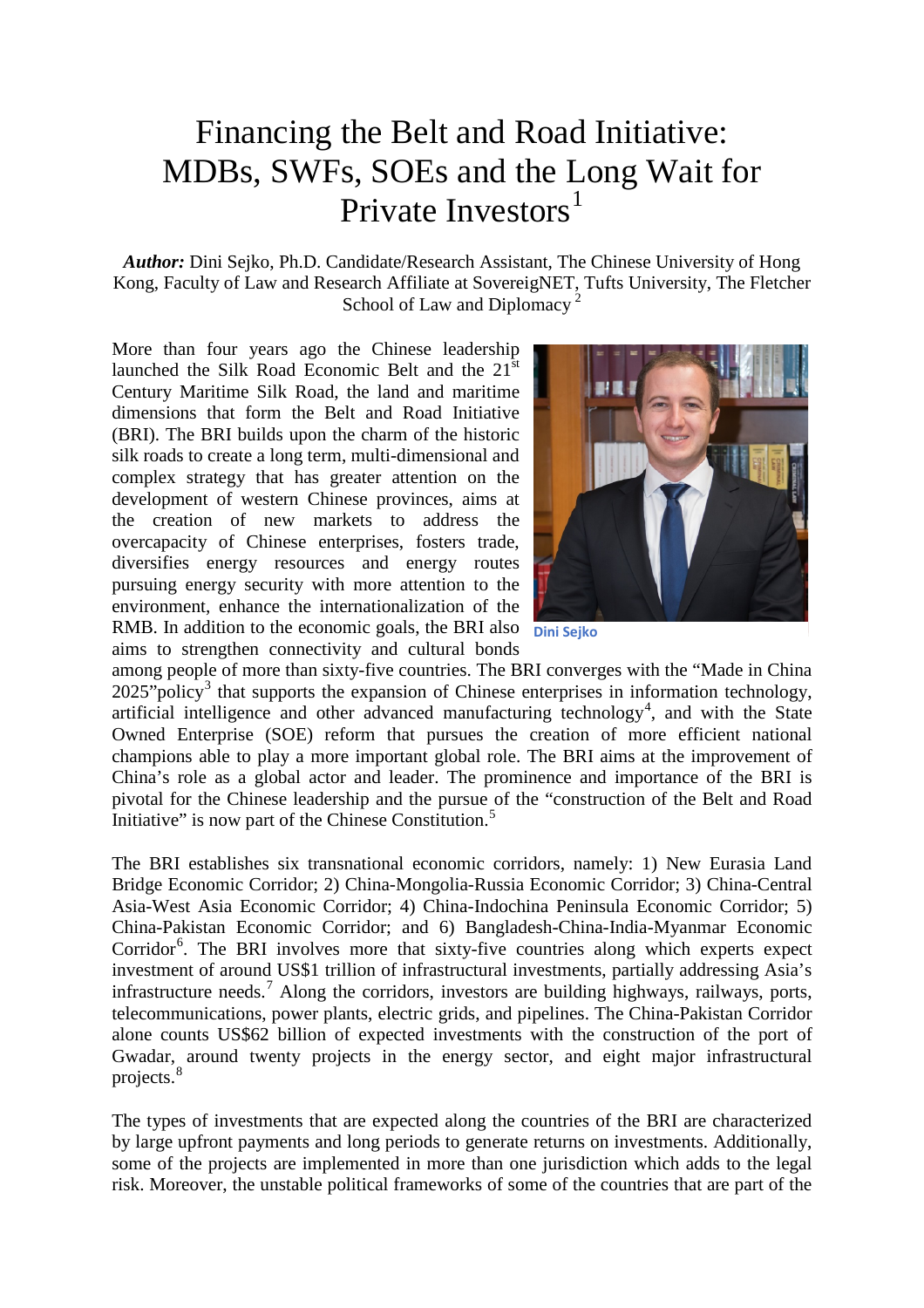# Financing the Belt and Road Initiative: MDBs, SWFs, SOEs and the Long Wait for Private Investors[1]

***Author:*** Dini Sejko, Ph.D. Candidate/Research Assistant, The Chinese University of Hong Kong, Faculty of Law and Research Affiliate at SovereigNET, Tufts University, The Fletcher School of Law and Diplomacy [2]

Dini Sejko

More than four years ago the Chinese leadership launched the Silk Road Economic Belt and the 21st Century Maritime Silk Road, the land and maritime dimensions that form the Belt and Road Initiative (BRI). The BRI builds upon the charm of the historic silk roads to create a long term, multi-dimensional and complex strategy that has greater attention on the development of western Chinese provinces, aims at the creation of new markets to address the overcapacity of Chinese enterprises, fosters trade, diversifies energy resources and energy routes pursuing energy security with more attention to the environment, enhance the internationalization of the RMB. In addition to the economic goals, the BRI also aims to strengthen connectivity and cultural bonds among people of more than sixty-five countries. The BRI converges with the "Made in China 2025"policy[3] that supports the expansion of Chinese enterprises in information technology, artificial intelligence and other advanced manufacturing technology[4], and with the State Owned Enterprise (SOE) reform that pursues the creation of more efficient national champions able to play a more important global role. The BRI aims at the improvement of China's role as a global actor and leader. The prominence and importance of the BRI is pivotal for the Chinese leadership and the pursue of the "construction of the Belt and Road Initiative" is now part of the Chinese Constitution.[5]

The BRI establishes six transnational economic corridors, namely: 1) New Eurasia Land Bridge Economic Corridor; 2) China-Mongolia-Russia Economic Corridor; 3) China-Central Asia-West Asia Economic Corridor; 4) China-Indochina Peninsula Economic Corridor; 5) China-Pakistan Economic Corridor; and 6) Bangladesh-China-India-Myanmar Economic Corridor[6]. The BRI involves more that sixty-five countries along which experts expect investment of around US$1 trillion of infrastructural investments, partially addressing Asia's infrastructure needs.[7] Along the corridors, investors are building highways, railways, ports, telecommunications, power plants, electric grids, and pipelines. The China-Pakistan Corridor alone counts US$62 billion of expected investments with the construction of the port of Gwadar, around twenty projects in the energy sector, and eight major infrastructural projects.[8]

The types of investments that are expected along the countries of the BRI are characterized by large upfront payments and long periods to generate returns on investments. Additionally, some of the projects are implemented in more than one jurisdiction which adds to the legal risk. Moreover, the unstable political frameworks of some of the countries that are part of the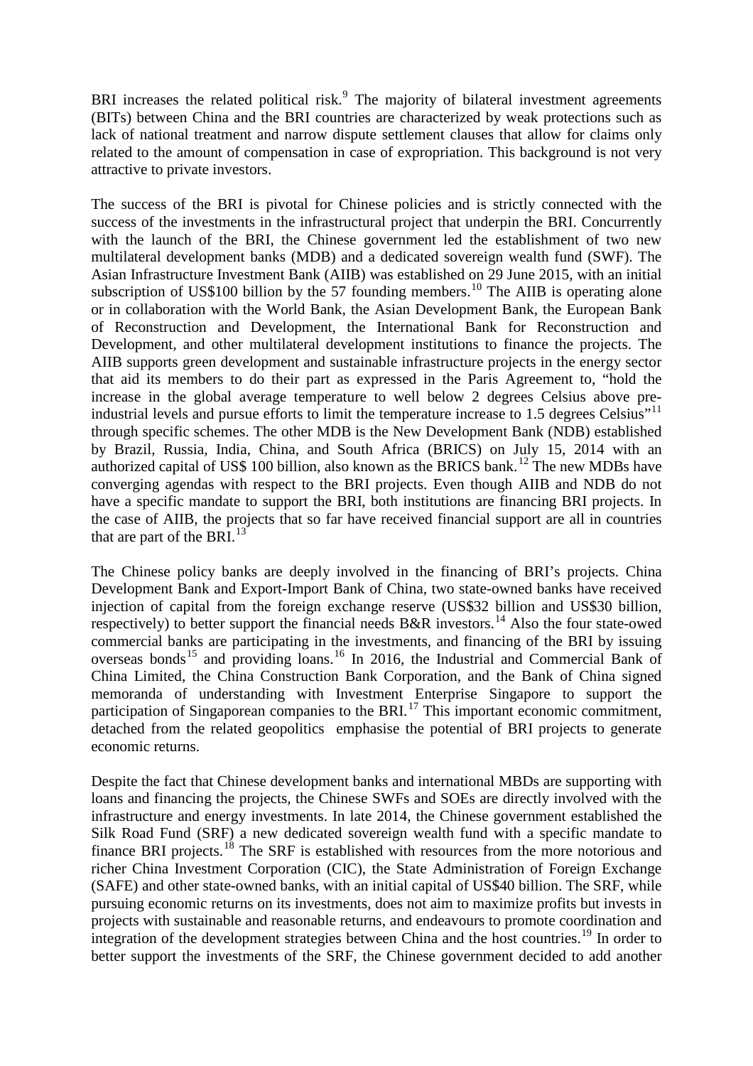BRI increases the related political risk.[9] The majority of bilateral investment agreements (BITs) between China and the BRI countries are characterized by weak protections such as lack of national treatment and narrow dispute settlement clauses that allow for claims only related to the amount of compensation in case of expropriation. This background is not very attractive to private investors.

The success of the BRI is pivotal for Chinese policies and is strictly connected with the success of the investments in the infrastructural project that underpin the BRI. Concurrently with the launch of the BRI, the Chinese government led the establishment of two new multilateral development banks (MDB) and a dedicated sovereign wealth fund (SWF). The Asian Infrastructure Investment Bank (AIIB) was established on 29 June 2015, with an initial subscription of US$100 billion by the 57 founding members.[10] The AIIB is operating alone or in collaboration with the World Bank, the Asian Development Bank, the European Bank of Reconstruction and Development, the International Bank for Reconstruction and Development, and other multilateral development institutions to finance the projects. The AIIB supports green development and sustainable infrastructure projects in the energy sector that aid its members to do their part as expressed in the Paris Agreement to, "hold the increase in the global average temperature to well below 2 degrees Celsius above pre-industrial levels and pursue efforts to limit the temperature increase to 1.5 degrees Celsius"[11] through specific schemes. The other MDB is the New Development Bank (NDB) established by Brazil, Russia, India, China, and South Africa (BRICS) on July 15, 2014 with an authorized capital of US$ 100 billion, also known as the BRICS bank.[12] The new MDBs have converging agendas with respect to the BRI projects. Even though AIIB and NDB do not have a specific mandate to support the BRI, both institutions are financing BRI projects. In the case of AIIB, the projects that so far have received financial support are all in countries that are part of the BRI.[13]

The Chinese policy banks are deeply involved in the financing of BRI's projects. China Development Bank and Export-Import Bank of China, two state-owned banks have received injection of capital from the foreign exchange reserve (US$32 billion and US$30 billion, respectively) to better support the financial needs B&R investors.[14] Also the four state-owed commercial banks are participating in the investments, and financing of the BRI by issuing overseas bonds[15] and providing loans.[16] In 2016, the Industrial and Commercial Bank of China Limited, the China Construction Bank Corporation, and the Bank of China signed memoranda of understanding with Investment Enterprise Singapore to support the participation of Singaporean companies to the BRI.[17] This important economic commitment, detached from the related geopolitics emphasise the potential of BRI projects to generate economic returns.

Despite the fact that Chinese development banks and international MBDs are supporting with loans and financing the projects, the Chinese SWFs and SOEs are directly involved with the infrastructure and energy investments. In late 2014, the Chinese government established the Silk Road Fund (SRF) a new dedicated sovereign wealth fund with a specific mandate to finance BRI projects.[18] The SRF is established with resources from the more notorious and richer China Investment Corporation (CIC), the State Administration of Foreign Exchange (SAFE) and other state-owned banks, with an initial capital of US$40 billion. The SRF, while pursuing economic returns on its investments, does not aim to maximize profits but invests in projects with sustainable and reasonable returns, and endeavours to promote coordination and integration of the development strategies between China and the host countries.[19] In order to better support the investments of the SRF, the Chinese government decided to add another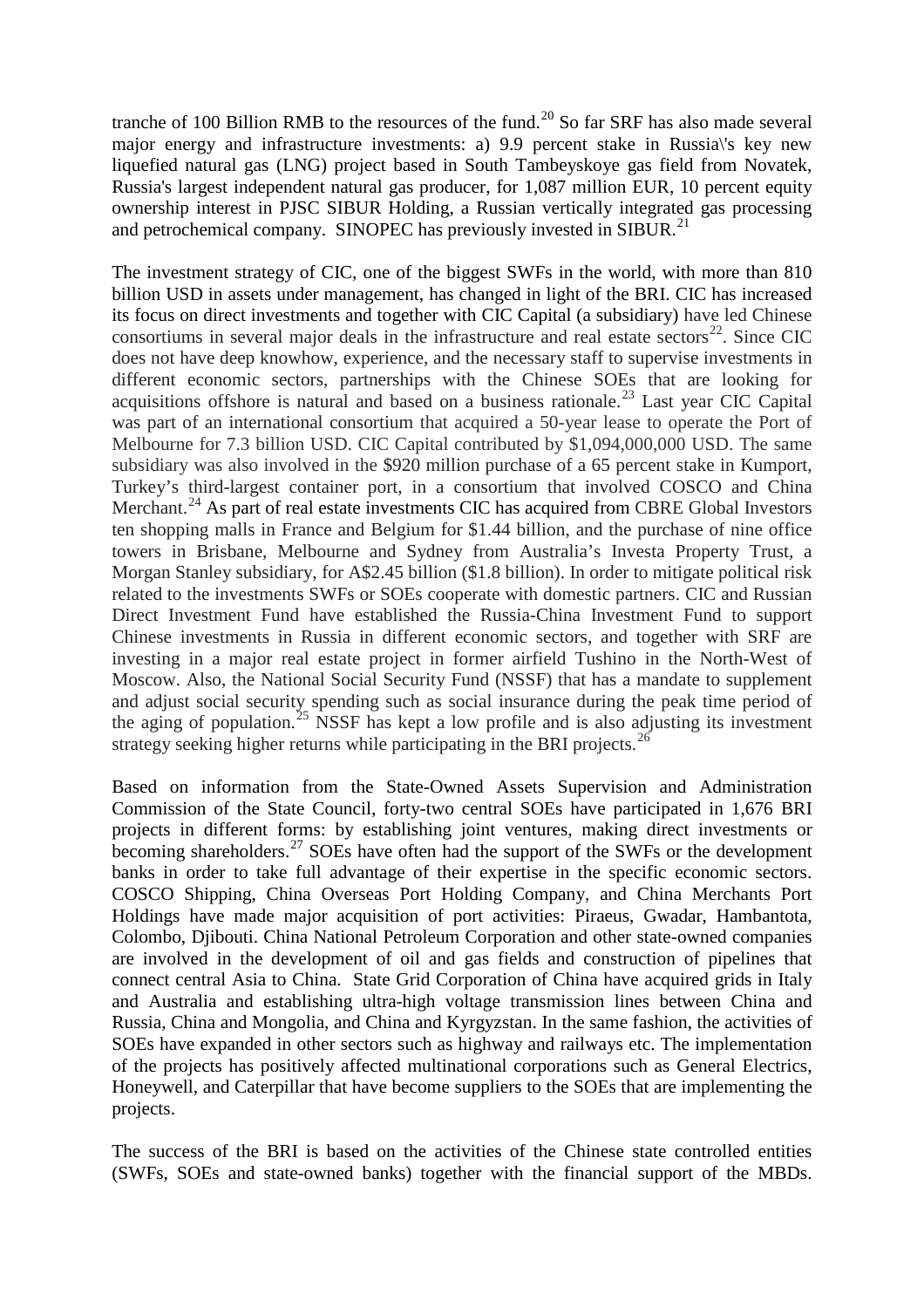tranche of 100 Billion RMB to the resources of the fund.[20] So far SRF has also made several major energy and infrastructure investments: a) 9.9 percent stake in Russia\'s key new liquefied natural gas (LNG) project based in South Tambeyskoye gas field from Novatek, Russia's largest independent natural gas producer, for 1,087 million EUR, 10 percent equity ownership interest in PJSC SIBUR Holding, a Russian vertically integrated gas processing and petrochemical company. SINOPEC has previously invested in SIBUR.[21]

The investment strategy of CIC, one of the biggest SWFs in the world, with more than 810 billion USD in assets under management, has changed in light of the BRI. CIC has increased its focus on direct investments and together with CIC Capital (a subsidiary) have led Chinese consortiums in several major deals in the infrastructure and real estate sectors[22]. Since CIC does not have deep knowhow, experience, and the necessary staff to supervise investments in different economic sectors, partnerships with the Chinese SOEs that are looking for acquisitions offshore is natural and based on a business rationale.[23] Last year CIC Capital was part of an international consortium that acquired a 50-year lease to operate the Port of Melbourne for 7.3 billion USD. CIC Capital contributed by $1,094,000,000 USD. The same subsidiary was also involved in the $920 million purchase of a 65 percent stake in Kumport, Turkey's third-largest container port, in a consortium that involved COSCO and China Merchant.[24] As part of real estate investments CIC has acquired from CBRE Global Investors ten shopping malls in France and Belgium for $1.44 billion, and the purchase of nine office towers in Brisbane, Melbourne and Sydney from Australia's Investa Property Trust, a Morgan Stanley subsidiary, for A$2.45 billion ($1.8 billion). In order to mitigate political risk related to the investments SWFs or SOEs cooperate with domestic partners. CIC and Russian Direct Investment Fund have established the Russia-China Investment Fund to support Chinese investments in Russia in different economic sectors, and together with SRF are investing in a major real estate project in former airfield Tushino in the North-West of Moscow. Also, the National Social Security Fund (NSSF) that has a mandate to supplement and adjust social security spending such as social insurance during the peak time period of the aging of population.[25] NSSF has kept a low profile and is also adjusting its investment strategy seeking higher returns while participating in the BRI projects.[26]

Based on information from the State-Owned Assets Supervision and Administration Commission of the State Council, forty-two central SOEs have participated in 1,676 BRI projects in different forms: by establishing joint ventures, making direct investments or becoming shareholders.[27] SOEs have often had the support of the SWFs or the development banks in order to take full advantage of their expertise in the specific economic sectors. COSCO Shipping, China Overseas Port Holding Company, and China Merchants Port Holdings have made major acquisition of port activities: Piraeus, Gwadar, Hambantota, Colombo, Djibouti. China National Petroleum Corporation and other state-owned companies are involved in the development of oil and gas fields and construction of pipelines that connect central Asia to China. State Grid Corporation of China have acquired grids in Italy and Australia and establishing ultra-high voltage transmission lines between China and Russia, China and Mongolia, and China and Kyrgyzstan. In the same fashion, the activities of SOEs have expanded in other sectors such as highway and railways etc. The implementation of the projects has positively affected multinational corporations such as General Electrics, Honeywell, and Caterpillar that have become suppliers to the SOEs that are implementing the projects.

The success of the BRI is based on the activities of the Chinese state controlled entities (SWFs, SOEs and state-owned banks) together with the financial support of the MBDs.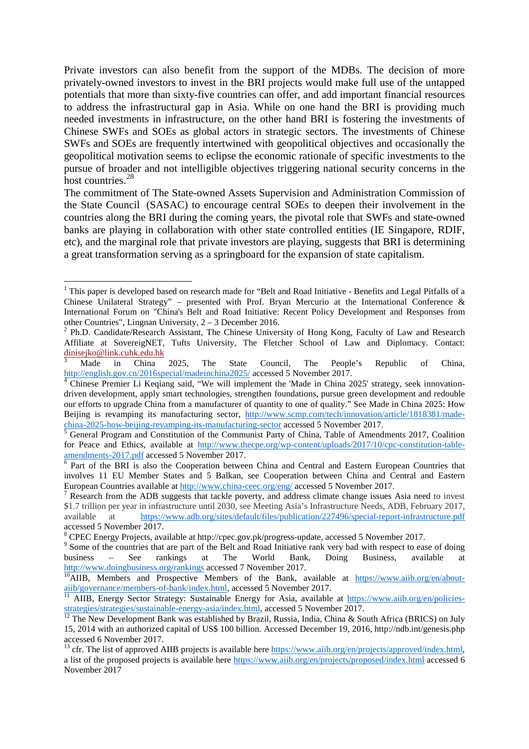Private investors can also benefit from the support of the MDBs. The decision of more privately-owned investors to invest in the BRI projects would make full use of the untapped potentials that more than sixty-five countries can offer, and add important financial resources to address the infrastructural gap in Asia. While on one hand the BRI is providing much needed investments in infrastructure, on the other hand BRI is fostering the investments of Chinese SWFs and SOEs as global actors in strategic sectors. The investments of Chinese SWFs and SOEs are frequently intertwined with geopolitical objectives and occasionally the geopolitical motivation seems to eclipse the economic rationale of specific investments to the pursue of broader and not intelligible objectives triggering national security concerns in the host countries.[28]

The commitment of The State-owned Assets Supervision and Administration Commission of the State Council (SASAC) to encourage central SOEs to deepen their involvement in the countries along the BRI during the coming years, the pivotal role that SWFs and state-owned banks are playing in collaboration with other state controlled entities (IE Singapore, RDIF, etc), and the marginal role that private investors are playing, suggests that BRI is determining a great transformation serving as a springboard for the expansion of state capitalism.

---

[1] This paper is developed based on research made for "Belt and Road Initiative - Benefits and Legal Pitfalls of a Chinese Unilateral Strategy" – presented with Prof. Bryan Mercurio at the International Conference & International Forum on "China's Belt and Road Initiative: Recent Policy Development and Responses from other Countries", Lingnan University, 2 – 3 December 2016.

[2] Ph.D. Candidate/Research Assistant, The Chinese University of Hong Kong, Faculty of Law and Research Affiliate at SovereigNET, Tufts University, The Fletcher School of Law and Diplomacy. Contact: dinisejko@link.cuhk.edu.hk

[3] Made in China 2025, The State Council, The People's Republic of China, http://english.gov.cn/2016special/madeinchina2025/ accessed 5 November 2017.

[4] Chinese Premier Li Keqiang said, "We will implement the 'Made in China 2025' strategy, seek innovation-driven development, apply smart technologies, strengthen foundations, pursue green development and redouble our efforts to upgrade China from a manufacturer of quantity to one of quality." See Made in China 2025: How Beijing is revamping its manufacturing sector, http://www.scmp.com/tech/innovation/article/1818381/made-china-2025-how-beijing-revamping-its-manufacturing-sector accessed 5 November 2017.

[5] General Program and Constitution of the Communist Party of China, Table of Amendments 2017, Coalition for Peace and Ethics, available at http://www.thecpe.org/wp-content/uploads/2017/10/cpc-constitution-table-amendments-2017.pdf accessed 5 November 2017.

[6] Part of the BRI is also the Cooperation between China and Central and Eastern European Countries that involves 11 EU Member States and 5 Balkan, see Cooperation between China and Central and Eastern European Countries available at http://www.china-ceec.org/eng/ accessed 5 November 2017.

[7] Research from the ADB suggests that tackle poverty, and address climate change issues Asia need to invest $1.7 trillion per year in infrastructure until 2030, see Meeting Asia's Infrastructure Needs, ADB, February 2017, available at https://www.adb.org/sites/default/files/publication/227496/special-report-infrastructure.pdf accessed 5 November 2017.

[8] CPEC Energy Projects, available at http://cpec.gov.pk/progress-update, accessed 5 November 2017.

[9] Some of the countries that are part of the Belt and Road Initiative rank very bad with respect to ease of doing business – See rankings at The World Bank, Doing Business, available at http://www.doingbusiness.org/rankings accessed 7 November 2017.

[10] AIIB, Members and Prospective Members of the Bank, available at https://www.aiib.org/en/about-aiib/governance/members-of-bank/index.html, accessed 5 November 2017.

[11] AIIB, Energy Sector Strategy: Sustainable Energy for Asia, available at https://www.aiib.org/en/policies-strategies/strategies/sustainable-energy-asia/index.html, accessed 5 November 2017.

[12] The New Development Bank was established by Brazil, Russia, India, China & South Africa (BRICS) on July 15, 2014 with an authorized capital of US$ 100 billion. Accessed December 19, 2016, http://ndb.int/genesis.php accessed 6 November 2017.

[13] cfr. The list of approved AIIB projects is available here https://www.aiib.org/en/projects/approved/index.html, a list of the proposed projects is available here https://www.aiib.org/en/projects/proposed/index.html accessed 6 November 2017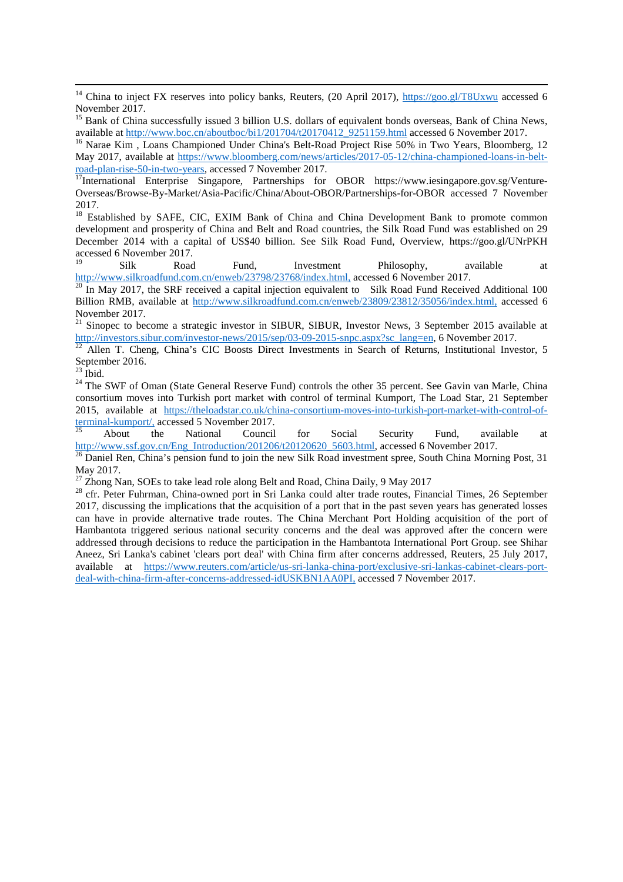[14] China to inject FX reserves into policy banks, Reuters, (20 April 2017), https://goo.gl/T8Uxwu accessed 6 November 2017.

[15] Bank of China successfully issued 3 billion U.S. dollars of equivalent bonds overseas, Bank of China News, available at http://www.boc.cn/aboutboc/bi1/201704/t20170412_9251159.html accessed 6 November 2017.

[16] Narae Kim , Loans Championed Under China's Belt-Road Project Rise 50% in Two Years, Bloomberg, 12 May 2017, available at https://www.bloomberg.com/news/articles/2017-05-12/china-championed-loans-in-belt-road-plan-rise-50-in-two-years, accessed 7 November 2017.

[17] International Enterprise Singapore, Partnerships for OBOR https://www.iesingapore.gov.sg/Venture-Overseas/Browse-By-Market/Asia-Pacific/China/About-OBOR/Partnerships-for-OBOR accessed 7 November 2017.

[18] Established by SAFE, CIC, EXIM Bank of China and China Development Bank to promote common development and prosperity of China and Belt and Road countries, the Silk Road Fund was established on 29 December 2014 with a capital of US$40 billion. See Silk Road Fund, Overview, https://goo.gl/UNrPKH accessed 6 November 2017.

[19] Silk Road Fund, Investment Philosophy, available at http://www.silkroadfund.com.cn/enweb/23798/23768/index.html, accessed 6 November 2017.

[20] In May 2017, the SRF received a capital injection equivalent to Silk Road Fund Received Additional 100 Billion RMB, available at http://www.silkroadfund.com.cn/enweb/23809/23812/35056/index.html, accessed 6 November 2017.

[21] Sinopec to become a strategic investor in SIBUR, SIBUR, Investor News, 3 September 2015 available at http://investors.sibur.com/investor-news/2015/sep/03-09-2015-snpc.aspx?sc_lang=en, 6 November 2017.

[22] Allen T. Cheng, China's CIC Boosts Direct Investments in Search of Returns, Institutional Investor, 5 September 2016.

[23] Ibid.

[24] The SWF of Oman (State General Reserve Fund) controls the other 35 percent. See Gavin van Marle, China consortium moves into Turkish port market with control of terminal Kumport, The Load Star, 21 September 2015, available at https://theloadstar.co.uk/china-consortium-moves-into-turkish-port-market-with-control-of-terminal-kumport/, accessed 5 November 2017.

[25] About the National Council for Social Security Fund, available at http://www.ssf.gov.cn/Eng_Introduction/201206/t20120620_5603.html, accessed 6 November 2017.

[26] Daniel Ren, China's pension fund to join the new Silk Road investment spree, South China Morning Post, 31 May 2017.

[27] Zhong Nan, SOEs to take lead role along Belt and Road, China Daily, 9 May 2017

[28] cfr. Peter Fuhrman, China-owned port in Sri Lanka could alter trade routes, Financial Times, 26 September 2017, discussing the implications that the acquisition of a port that in the past seven years has generated losses can have in provide alternative trade routes. The China Merchant Port Holding acquisition of the port of Hambantota triggered serious national security concerns and the deal was approved after the concern were addressed through decisions to reduce the participation in the Hambantota International Port Group. see Shihar Aneez, Sri Lanka's cabinet 'clears port deal' with China firm after concerns addressed, Reuters, 25 July 2017, available at https://www.reuters.com/article/us-sri-lanka-china-port/exclusive-sri-lankas-cabinet-clears-port-deal-with-china-firm-after-concerns-addressed-idUSKBN1AA0PI, accessed 7 November 2017.